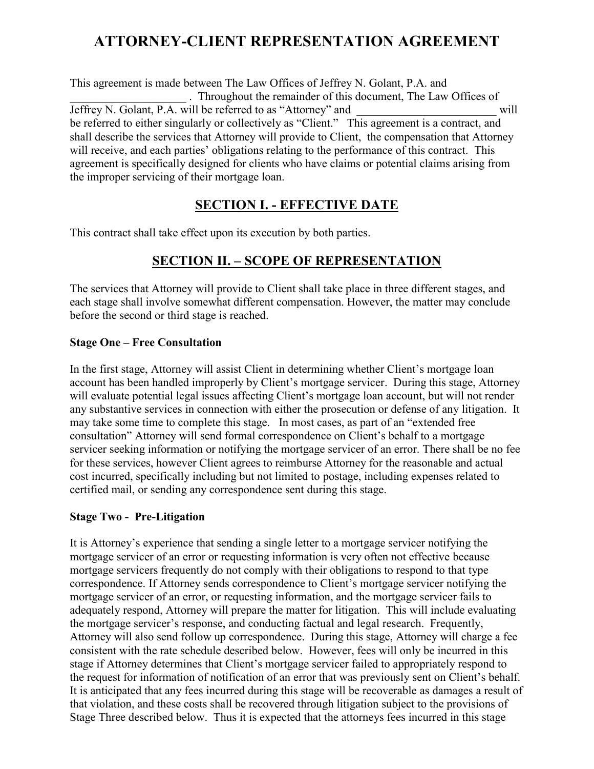# ATTORNEY-CLIENT REPRESENTATION AGREEMENT

This agreement is made between The Law Offices of Jeffrey N. Golant, P.A. and ____________________ . Throughout the remainder of this document, The Law Offices of Jeffrey N. Golant, P.A. will be referred to as "Attorney" and ________________________ will be referred to either singularly or collectively as "Client." This agreement is a contract, and shall describe the services that Attorney will provide to Client, the compensation that Attorney will receive, and each parties' obligations relating to the performance of this contract. This agreement is specifically designed for clients who have claims or potential claims arising from the improper servicing of their mortgage loan.

## SECTION I. - EFFECTIVE DATE

This contract shall take effect upon its execution by both parties.

## SECTION II. – SCOPE OF REPRESENTATION

The services that Attorney will provide to Client shall take place in three different stages, and each stage shall involve somewhat different compensation. However, the matter may conclude before the second or third stage is reached.

**Stage One – Free Consultation**

In the first stage, Attorney will assist Client in determining whether Client's mortgage loan account has been handled improperly by Client's mortgage servicer. During this stage, Attorney will evaluate potential legal issues affecting Client's mortgage loan account, but will not render any substantive services in connection with either the prosecution or defense of any litigation. It may take some time to complete this stage. In most cases, as part of an "extended free consultation" Attorney will send formal correspondence on Client's behalf to a mortgage servicer seeking information or notifying the mortgage servicer of an error. There shall be no fee for these services, however Client agrees to reimburse Attorney for the reasonable and actual cost incurred, specifically including but not limited to postage, including expenses related to certified mail, or sending any correspondence sent during this stage.

**Stage Two - Pre-Litigation**

It is Attorney's experience that sending a single letter to a mortgage servicer notifying the mortgage servicer of an error or requesting information is very often not effective because mortgage servicers frequently do not comply with their obligations to respond to that type correspondence. If Attorney sends correspondence to Client's mortgage servicer notifying the mortgage servicer of an error, or requesting information, and the mortgage servicer fails to adequately respond, Attorney will prepare the matter for litigation. This will include evaluating the mortgage servicer's response, and conducting factual and legal research. Frequently, Attorney will also send follow up correspondence. During this stage, Attorney will charge a fee consistent with the rate schedule described below. However, fees will only be incurred in this stage if Attorney determines that Client's mortgage servicer failed to appropriately respond to the request for information of notification of an error that was previously sent on Client's behalf. It is anticipated that any fees incurred during this stage will be recoverable as damages a result of that violation, and these costs shall be recovered through litigation subject to the provisions of Stage Three described below. Thus it is expected that the attorneys fees incurred in this stage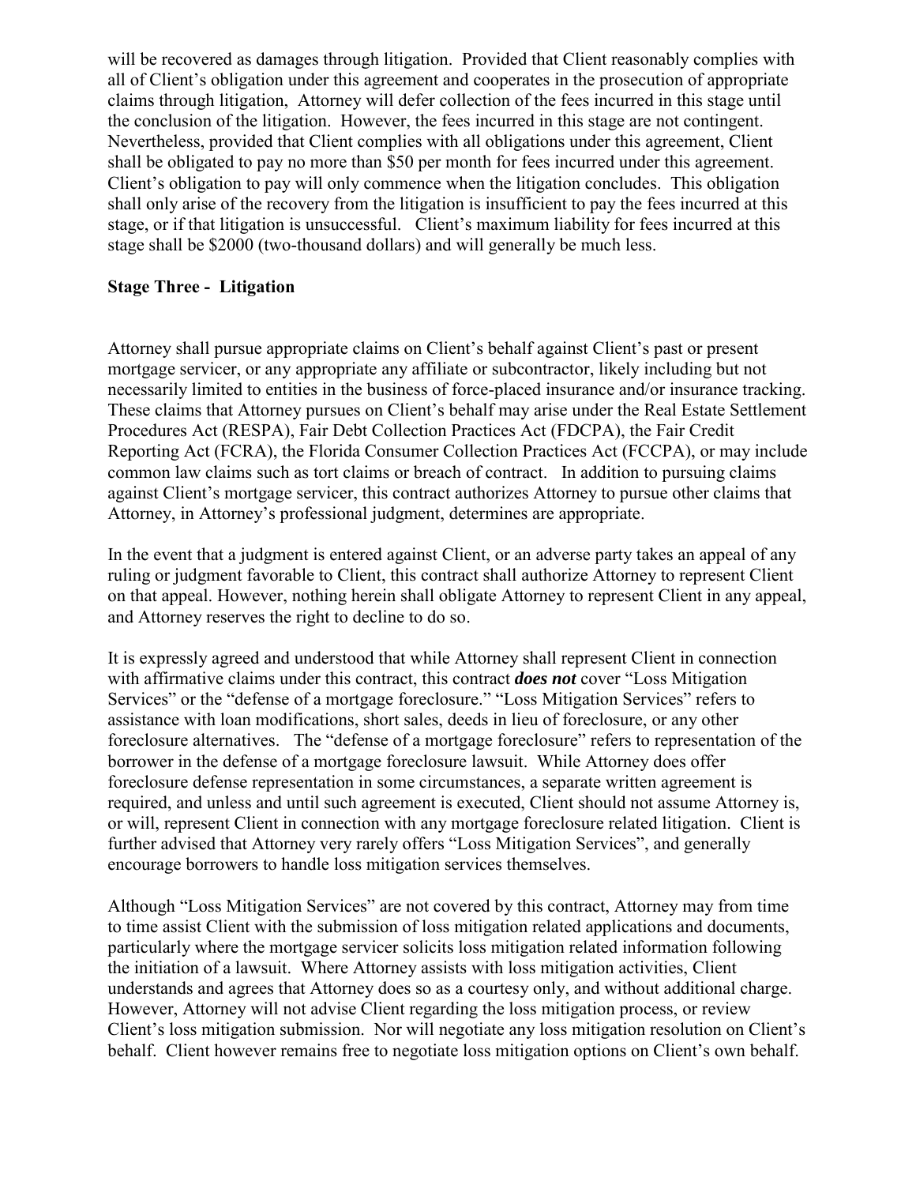will be recovered as damages through litigation. Provided that Client reasonably complies with all of Client's obligation under this agreement and cooperates in the prosecution of appropriate claims through litigation, Attorney will defer collection of the fees incurred in this stage until the conclusion of the litigation. However, the fees incurred in this stage are not contingent. Nevertheless, provided that Client complies with all obligations under this agreement, Client shall be obligated to pay no more than $50 per month for fees incurred under this agreement. Client's obligation to pay will only commence when the litigation concludes. This obligation shall only arise of the recovery from the litigation is insufficient to pay the fees incurred at this stage, or if that litigation is unsuccessful. Client's maximum liability for fees incurred at this stage shall be $2000 (two-thousand dollars) and will generally be much less.

**Stage Three - Litigation**

Attorney shall pursue appropriate claims on Client's behalf against Client's past or present mortgage servicer, or any appropriate any affiliate or subcontractor, likely including but not necessarily limited to entities in the business of force-placed insurance and/or insurance tracking. These claims that Attorney pursues on Client's behalf may arise under the Real Estate Settlement Procedures Act (RESPA), Fair Debt Collection Practices Act (FDCPA), the Fair Credit Reporting Act (FCRA), the Florida Consumer Collection Practices Act (FCCPA), or may include common law claims such as tort claims or breach of contract. In addition to pursuing claims against Client's mortgage servicer, this contract authorizes Attorney to pursue other claims that Attorney, in Attorney's professional judgment, determines are appropriate.

In the event that a judgment is entered against Client, or an adverse party takes an appeal of any ruling or judgment favorable to Client, this contract shall authorize Attorney to represent Client on that appeal. However, nothing herein shall obligate Attorney to represent Client in any appeal, and Attorney reserves the right to decline to do so.

It is expressly agreed and understood that while Attorney shall represent Client in connection with affirmative claims under this contract, this contract ***does not*** cover "Loss Mitigation Services" or the "defense of a mortgage foreclosure." "Loss Mitigation Services" refers to assistance with loan modifications, short sales, deeds in lieu of foreclosure, or any other foreclosure alternatives. The "defense of a mortgage foreclosure" refers to representation of the borrower in the defense of a mortgage foreclosure lawsuit. While Attorney does offer foreclosure defense representation in some circumstances, a separate written agreement is required, and unless and until such agreement is executed, Client should not assume Attorney is, or will, represent Client in connection with any mortgage foreclosure related litigation. Client is further advised that Attorney very rarely offers "Loss Mitigation Services", and generally encourage borrowers to handle loss mitigation services themselves.

Although "Loss Mitigation Services" are not covered by this contract, Attorney may from time to time assist Client with the submission of loss mitigation related applications and documents, particularly where the mortgage servicer solicits loss mitigation related information following the initiation of a lawsuit. Where Attorney assists with loss mitigation activities, Client understands and agrees that Attorney does so as a courtesy only, and without additional charge. However, Attorney will not advise Client regarding the loss mitigation process, or review Client's loss mitigation submission. Nor will negotiate any loss mitigation resolution on Client's behalf. Client however remains free to negotiate loss mitigation options on Client's own behalf.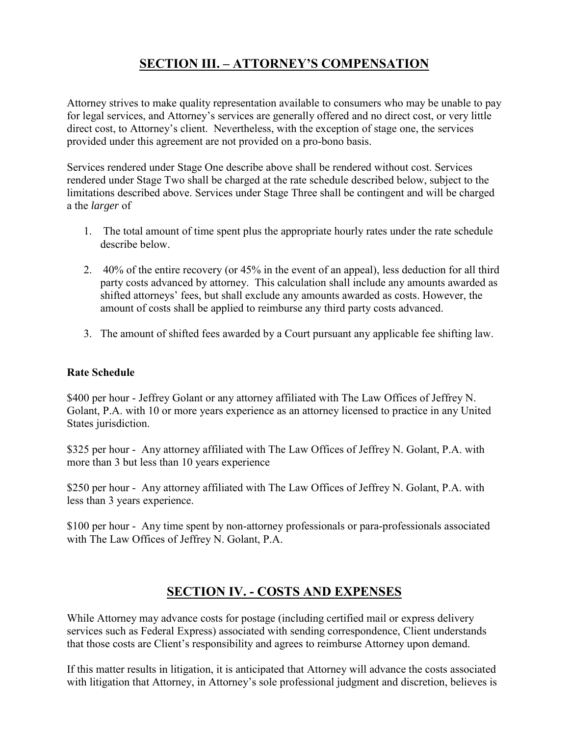## SECTION III. – ATTORNEY'S COMPENSATION

Attorney strives to make quality representation available to consumers who may be unable to pay for legal services, and Attorney's services are generally offered and no direct cost, or very little direct cost, to Attorney's client. Nevertheless, with the exception of stage one, the services provided under this agreement are not provided on a pro-bono basis.

Services rendered under Stage One describe above shall be rendered without cost. Services rendered under Stage Two shall be charged at the rate schedule described below, subject to the limitations described above. Services under Stage Three shall be contingent and will be charged a the *larger* of

1. The total amount of time spent plus the appropriate hourly rates under the rate schedule describe below.

2. 40% of the entire recovery (or 45% in the event of an appeal), less deduction for all third party costs advanced by attorney. This calculation shall include any amounts awarded as shifted attorneys' fees, but shall exclude any amounts awarded as costs. However, the amount of costs shall be applied to reimburse any third party costs advanced.

3. The amount of shifted fees awarded by a Court pursuant any applicable fee shifting law.

**Rate Schedule**

$400 per hour - Jeffrey Golant or any attorney affiliated with The Law Offices of Jeffrey N. Golant, P.A. with 10 or more years experience as an attorney licensed to practice in any United States jurisdiction.

$325 per hour - Any attorney affiliated with The Law Offices of Jeffrey N. Golant, P.A. with more than 3 but less than 10 years experience

$250 per hour - Any attorney affiliated with The Law Offices of Jeffrey N. Golant, P.A. with less than 3 years experience.

$100 per hour - Any time spent by non-attorney professionals or para-professionals associated with The Law Offices of Jeffrey N. Golant, P.A.

## SECTION IV. - COSTS AND EXPENSES

While Attorney may advance costs for postage (including certified mail or express delivery services such as Federal Express) associated with sending correspondence, Client understands that those costs are Client's responsibility and agrees to reimburse Attorney upon demand.

If this matter results in litigation, it is anticipated that Attorney will advance the costs associated with litigation that Attorney, in Attorney's sole professional judgment and discretion, believes is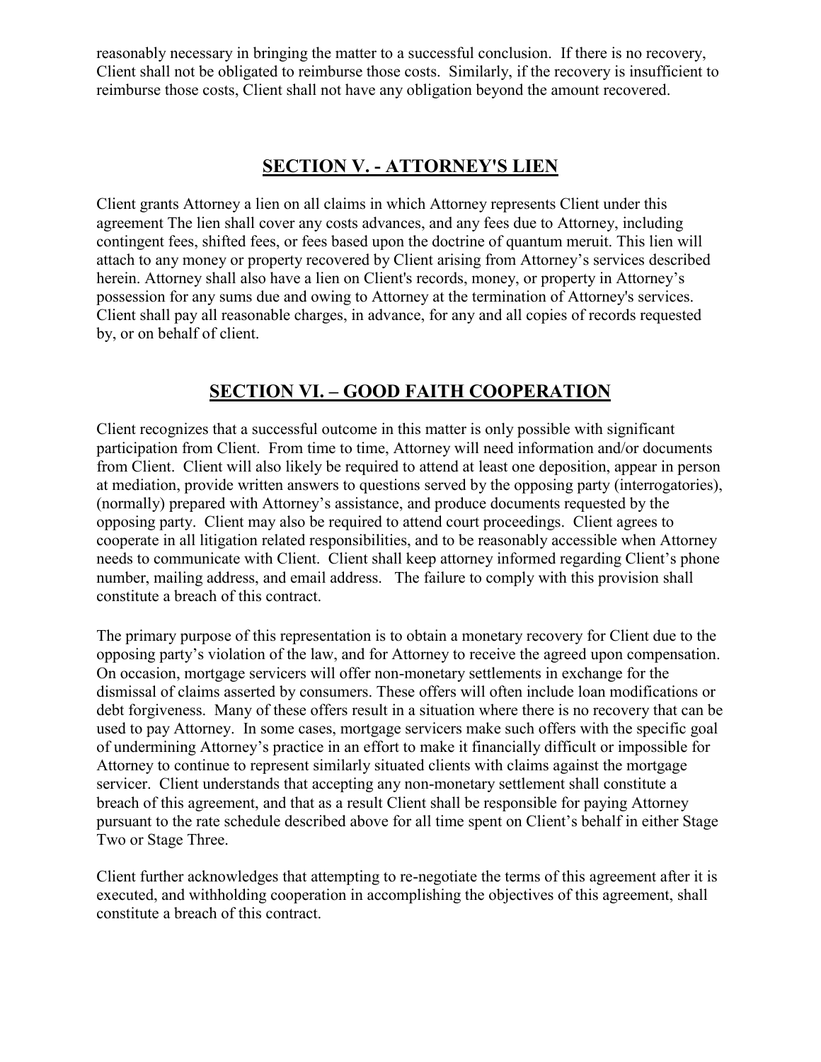reasonably necessary in bringing the matter to a successful conclusion. If there is no recovery, Client shall not be obligated to reimburse those costs. Similarly, if the recovery is insufficient to reimburse those costs, Client shall not have any obligation beyond the amount recovered.

## SECTION V. - ATTORNEY'S LIEN

Client grants Attorney a lien on all claims in which Attorney represents Client under this agreement The lien shall cover any costs advances, and any fees due to Attorney, including contingent fees, shifted fees, or fees based upon the doctrine of quantum meruit. This lien will attach to any money or property recovered by Client arising from Attorney's services described herein. Attorney shall also have a lien on Client's records, money, or property in Attorney's possession for any sums due and owing to Attorney at the termination of Attorney's services. Client shall pay all reasonable charges, in advance, for any and all copies of records requested by, or on behalf of client.

## SECTION VI. – GOOD FAITH COOPERATION

Client recognizes that a successful outcome in this matter is only possible with significant participation from Client. From time to time, Attorney will need information and/or documents from Client. Client will also likely be required to attend at least one deposition, appear in person at mediation, provide written answers to questions served by the opposing party (interrogatories), (normally) prepared with Attorney's assistance, and produce documents requested by the opposing party. Client may also be required to attend court proceedings. Client agrees to cooperate in all litigation related responsibilities, and to be reasonably accessible when Attorney needs to communicate with Client. Client shall keep attorney informed regarding Client's phone number, mailing address, and email address. The failure to comply with this provision shall constitute a breach of this contract.

The primary purpose of this representation is to obtain a monetary recovery for Client due to the opposing party's violation of the law, and for Attorney to receive the agreed upon compensation. On occasion, mortgage servicers will offer non-monetary settlements in exchange for the dismissal of claims asserted by consumers. These offers will often include loan modifications or debt forgiveness. Many of these offers result in a situation where there is no recovery that can be used to pay Attorney. In some cases, mortgage servicers make such offers with the specific goal of undermining Attorney's practice in an effort to make it financially difficult or impossible for Attorney to continue to represent similarly situated clients with claims against the mortgage servicer. Client understands that accepting any non-monetary settlement shall constitute a breach of this agreement, and that as a result Client shall be responsible for paying Attorney pursuant to the rate schedule described above for all time spent on Client's behalf in either Stage Two or Stage Three.

Client further acknowledges that attempting to re-negotiate the terms of this agreement after it is executed, and withholding cooperation in accomplishing the objectives of this agreement, shall constitute a breach of this contract.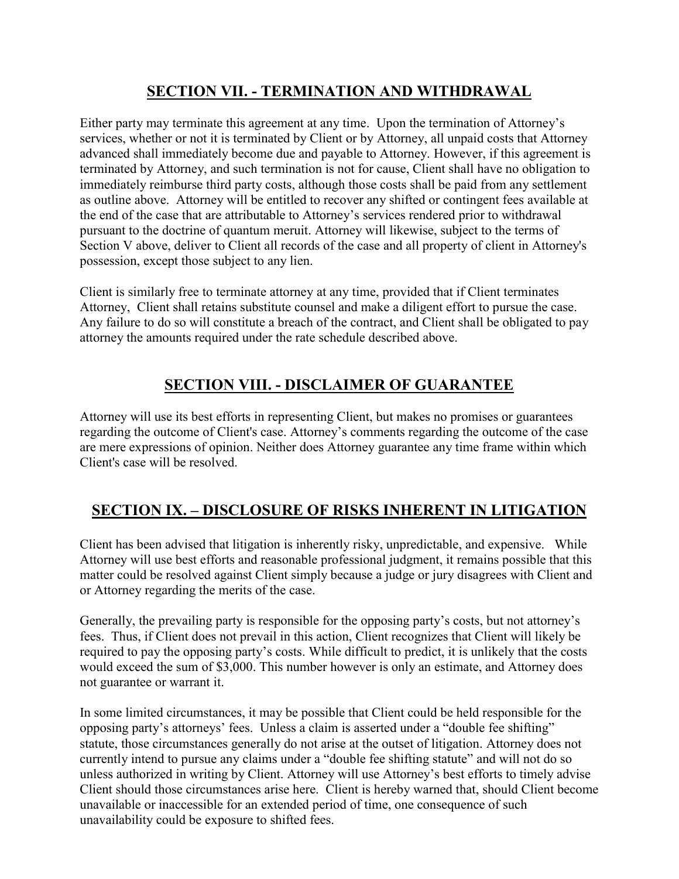## SECTION VII. - TERMINATION AND WITHDRAWAL

Either party may terminate this agreement at any time. Upon the termination of Attorney's services, whether or not it is terminated by Client or by Attorney, all unpaid costs that Attorney advanced shall immediately become due and payable to Attorney. However, if this agreement is terminated by Attorney, and such termination is not for cause, Client shall have no obligation to immediately reimburse third party costs, although those costs shall be paid from any settlement as outline above. Attorney will be entitled to recover any shifted or contingent fees available at the end of the case that are attributable to Attorney's services rendered prior to withdrawal pursuant to the doctrine of quantum meruit. Attorney will likewise, subject to the terms of Section V above, deliver to Client all records of the case and all property of client in Attorney's possession, except those subject to any lien.

Client is similarly free to terminate attorney at any time, provided that if Client terminates Attorney, Client shall retains substitute counsel and make a diligent effort to pursue the case. Any failure to do so will constitute a breach of the contract, and Client shall be obligated to pay attorney the amounts required under the rate schedule described above.

## SECTION VIII. - DISCLAIMER OF GUARANTEE

Attorney will use its best efforts in representing Client, but makes no promises or guarantees regarding the outcome of Client's case. Attorney's comments regarding the outcome of the case are mere expressions of opinion. Neither does Attorney guarantee any time frame within which Client's case will be resolved.

## SECTION IX. – DISCLOSURE OF RISKS INHERENT IN LITIGATION

Client has been advised that litigation is inherently risky, unpredictable, and expensive. While Attorney will use best efforts and reasonable professional judgment, it remains possible that this matter could be resolved against Client simply because a judge or jury disagrees with Client and or Attorney regarding the merits of the case.

Generally, the prevailing party is responsible for the opposing party's costs, but not attorney's fees. Thus, if Client does not prevail in this action, Client recognizes that Client will likely be required to pay the opposing party's costs. While difficult to predict, it is unlikely that the costs would exceed the sum of $3,000. This number however is only an estimate, and Attorney does not guarantee or warrant it.

In some limited circumstances, it may be possible that Client could be held responsible for the opposing party's attorneys' fees. Unless a claim is asserted under a "double fee shifting" statute, those circumstances generally do not arise at the outset of litigation. Attorney does not currently intend to pursue any claims under a "double fee shifting statute" and will not do so unless authorized in writing by Client. Attorney will use Attorney's best efforts to timely advise Client should those circumstances arise here. Client is hereby warned that, should Client become unavailable or inaccessible for an extended period of time, one consequence of such unavailability could be exposure to shifted fees.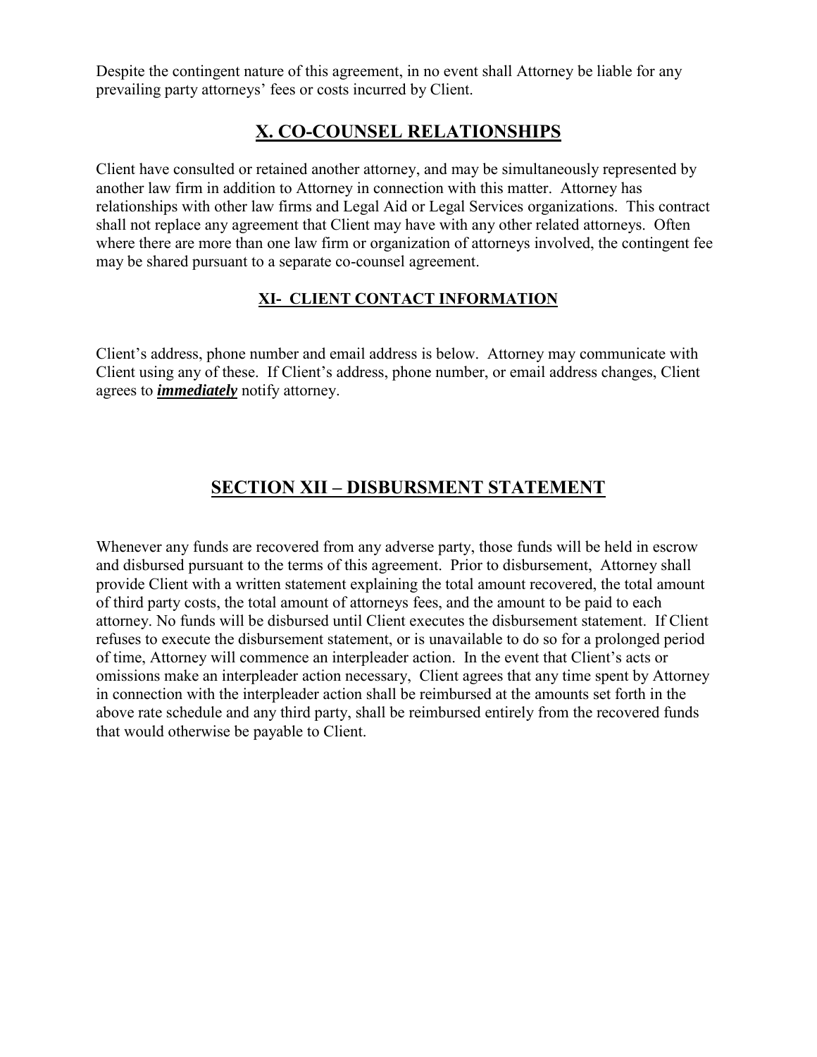Despite the contingent nature of this agreement, in no event shall Attorney be liable for any prevailing party attorneys' fees or costs incurred by Client.

## X. CO-COUNSEL RELATIONSHIPS

Client have consulted or retained another attorney, and may be simultaneously represented by another law firm in addition to Attorney in connection with this matter. Attorney has relationships with other law firms and Legal Aid or Legal Services organizations. This contract shall not replace any agreement that Client may have with any other related attorneys. Often where there are more than one law firm or organization of attorneys involved, the contingent fee may be shared pursuant to a separate co-counsel agreement.

### XI- CLIENT CONTACT INFORMATION

Client's address, phone number and email address is below. Attorney may communicate with Client using any of these. If Client's address, phone number, or email address changes, Client agrees to ***immediately*** notify attorney.

## SECTION XII – DISBURSMENT STATEMENT

Whenever any funds are recovered from any adverse party, those funds will be held in escrow and disbursed pursuant to the terms of this agreement. Prior to disbursement, Attorney shall provide Client with a written statement explaining the total amount recovered, the total amount of third party costs, the total amount of attorneys fees, and the amount to be paid to each attorney. No funds will be disbursed until Client executes the disbursement statement. If Client refuses to execute the disbursement statement, or is unavailable to do so for a prolonged period of time, Attorney will commence an interpleader action. In the event that Client's acts or omissions make an interpleader action necessary, Client agrees that any time spent by Attorney in connection with the interpleader action shall be reimbursed at the amounts set forth in the above rate schedule and any third party, shall be reimbursed entirely from the recovered funds that would otherwise be payable to Client.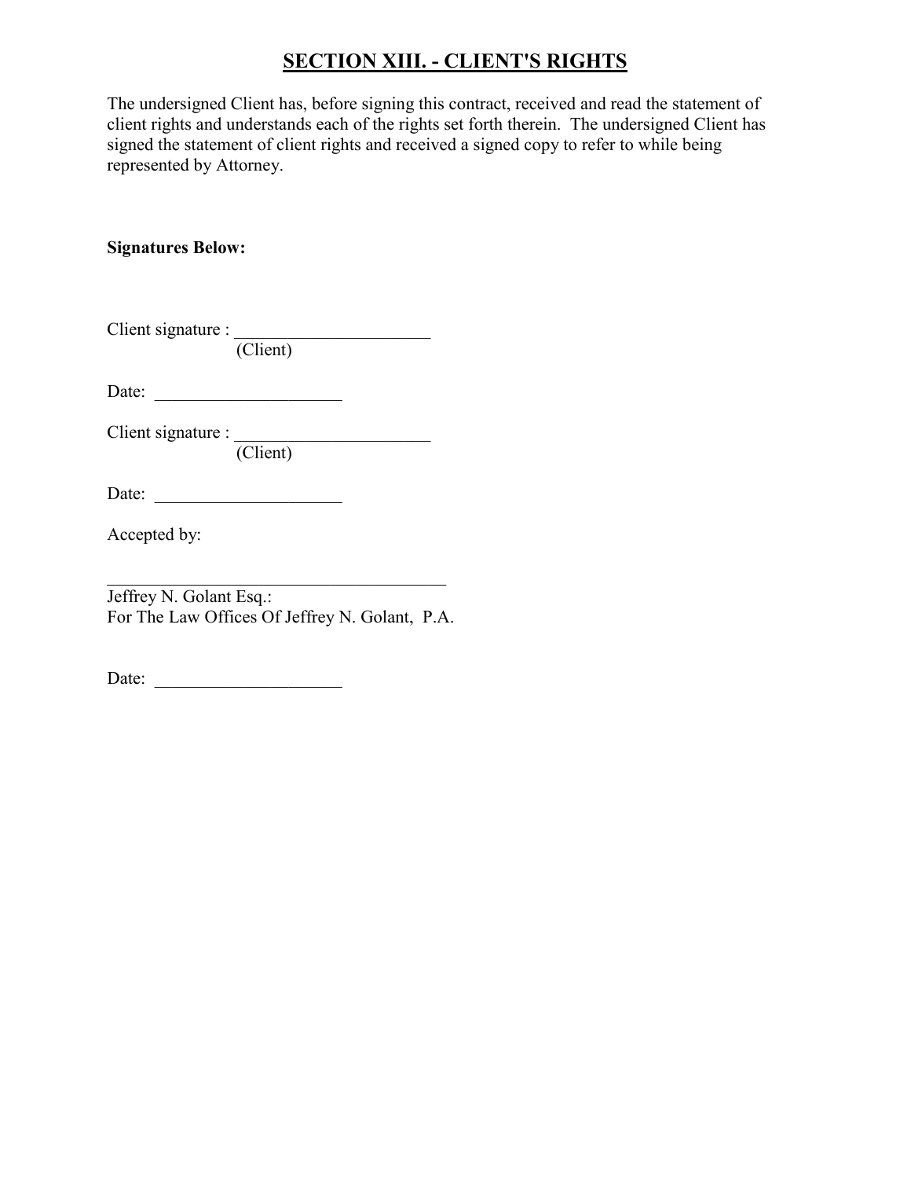## SECTION XIII. - CLIENT'S RIGHTS

The undersigned Client has, before signing this contract, received and read the statement of client rights and understands each of the rights set forth therein. The undersigned Client has signed the statement of client rights and received a signed copy to refer to while being represented by Attorney.

**Signatures Below:**

Client signature : ______________________
(Client)

Date: _____________________

Client signature : ______________________
(Client)

Date: _____________________

Accepted by:

_______________________________________
Jeffrey N. Golant Esq.:
For The Law Offices Of Jeffrey N. Golant, P.A.

Date: _____________________